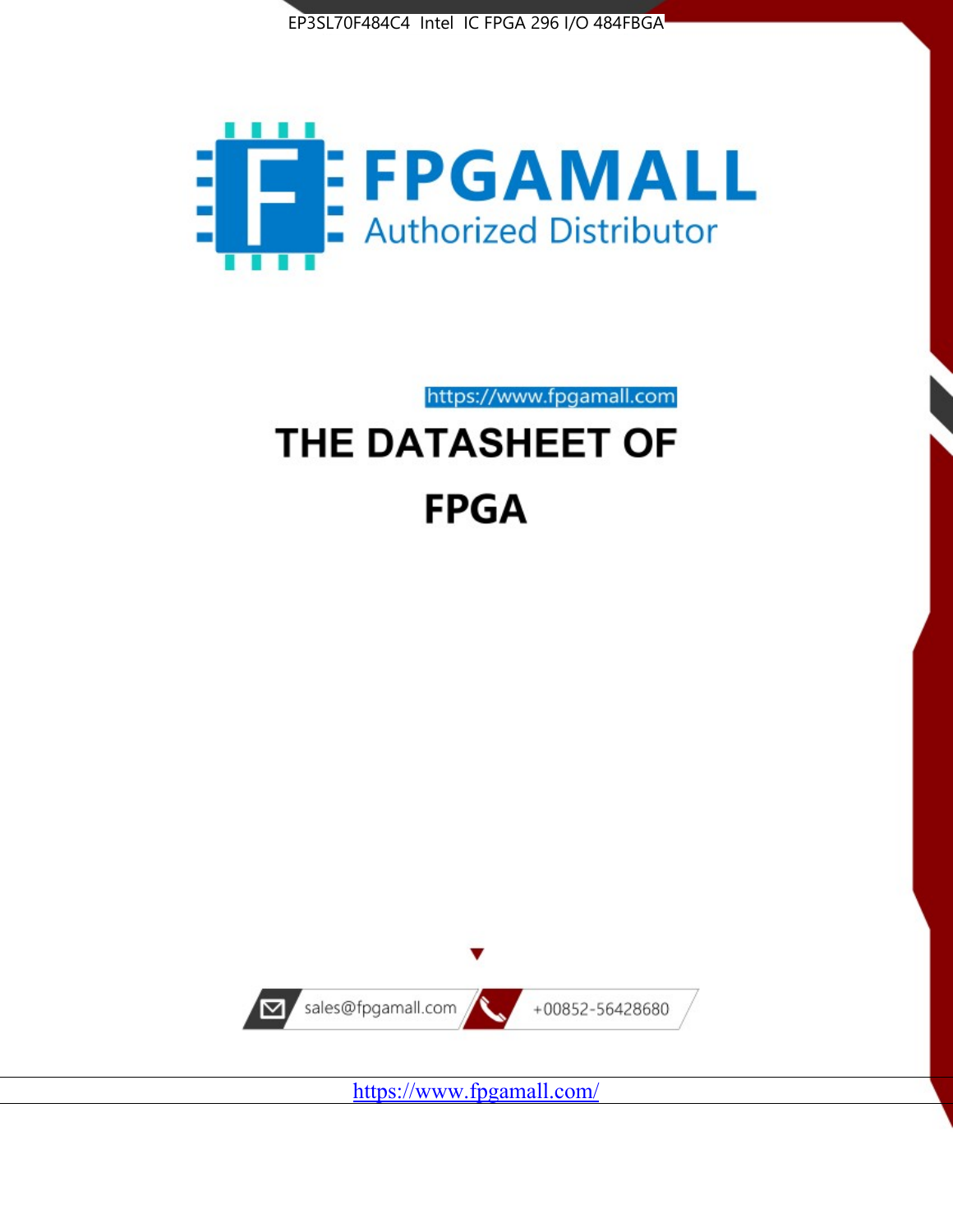EP3SL70F484C4 Intel IC FPGA 296 I/O 484FBGA

FPGAMALL

Authorized Distributor

https://www.fpgamall.com

# THE DATASHEET OF

# FPGA

sales@fpgamall.com

+00852-56428680

https://www.fpgamall.com/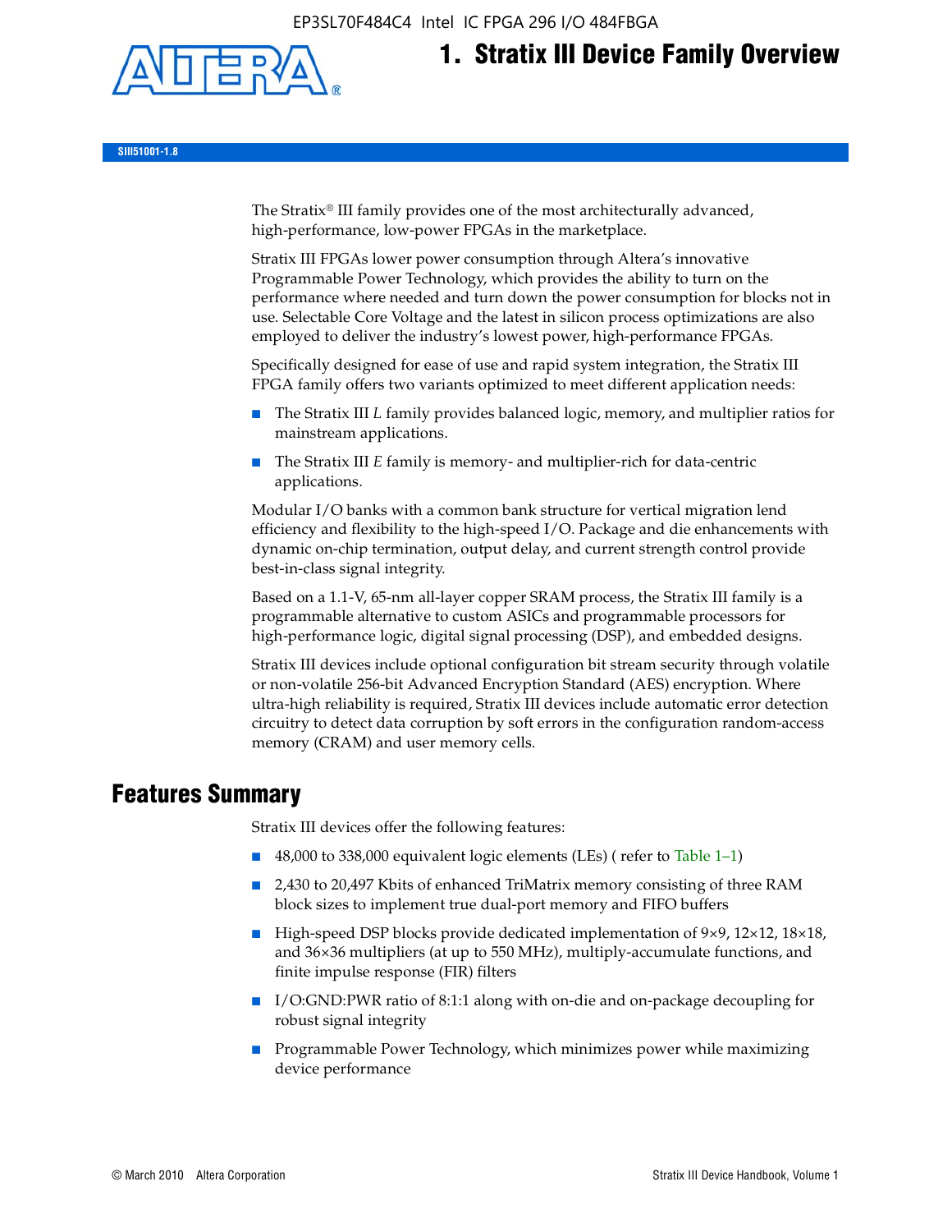# 1. Stratix III Device Family Overview

SIII51001-1.8

The Stratix® III family provides one of the most architecturally advanced, high-performance, low-power FPGAs in the marketplace.

Stratix III FPGAs lower power consumption through Altera's innovative Programmable Power Technology, which provides the ability to turn on the performance where needed and turn down the power consumption for blocks not in use. Selectable Core Voltage and the latest in silicon process optimizations are also employed to deliver the industry's lowest power, high-performance FPGAs.

Specifically designed for ease of use and rapid system integration, the Stratix III FPGA family offers two variants optimized to meet different application needs:

- The Stratix III *L* family provides balanced logic, memory, and multiplier ratios for mainstream applications.
- The Stratix III *E* family is memory- and multiplier-rich for data-centric applications.

Modular I/O banks with a common bank structure for vertical migration lend efficiency and flexibility to the high-speed I/O. Package and die enhancements with dynamic on-chip termination, output delay, and current strength control provide best-in-class signal integrity.

Based on a 1.1-V, 65-nm all-layer copper SRAM process, the Stratix III family is a programmable alternative to custom ASICs and programmable processors for high-performance logic, digital signal processing (DSP), and embedded designs.

Stratix III devices include optional configuration bit stream security through volatile or non-volatile 256-bit Advanced Encryption Standard (AES) encryption. Where ultra-high reliability is required, Stratix III devices include automatic error detection circuitry to detect data corruption by soft errors in the configuration random-access memory (CRAM) and user memory cells.

## Features Summary

Stratix III devices offer the following features:

- 48,000 to 338,000 equivalent logic elements (LEs) ( refer to Table 1–1)
- 2,430 to 20,497 Kbits of enhanced TriMatrix memory consisting of three RAM block sizes to implement true dual-port memory and FIFO buffers
- High-speed DSP blocks provide dedicated implementation of 9×9, 12×12, 18×18, and 36×36 multipliers (at up to 550 MHz), multiply-accumulate functions, and finite impulse response (FIR) filters
- I/O:GND:PWR ratio of 8:1:1 along with on-die and on-package decoupling for robust signal integrity
- Programmable Power Technology, which minimizes power while maximizing device performance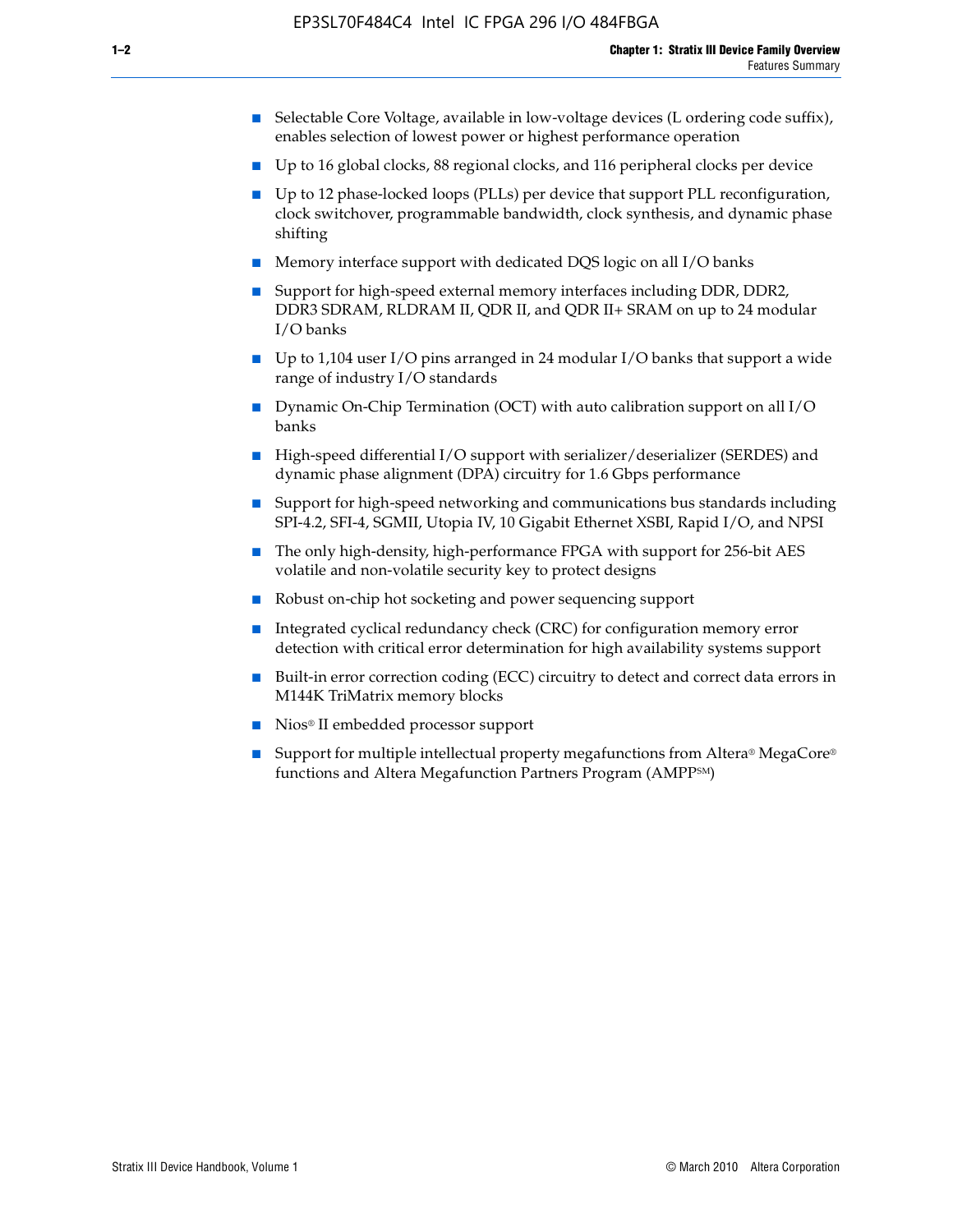- Selectable Core Voltage, available in low-voltage devices (L ordering code suffix), enables selection of lowest power or highest performance operation
- Up to 16 global clocks, 88 regional clocks, and 116 peripheral clocks per device
- Up to 12 phase-locked loops (PLLs) per device that support PLL reconfiguration, clock switchover, programmable bandwidth, clock synthesis, and dynamic phase shifting
- Memory interface support with dedicated DQS logic on all I/O banks
- Support for high-speed external memory interfaces including DDR, DDR2, DDR3 SDRAM, RLDRAM II, QDR II, and QDR II+ SRAM on up to 24 modular I/O banks
- Up to 1,104 user I/O pins arranged in 24 modular I/O banks that support a wide range of industry I/O standards
- Dynamic On-Chip Termination (OCT) with auto calibration support on all I/O banks
- High-speed differential I/O support with serializer/deserializer (SERDES) and dynamic phase alignment (DPA) circuitry for 1.6 Gbps performance
- Support for high-speed networking and communications bus standards including SPI-4.2, SFI-4, SGMII, Utopia IV, 10 Gigabit Ethernet XSBI, Rapid I/O, and NPSI
- The only high-density, high-performance FPGA with support for 256-bit AES volatile and non-volatile security key to protect designs
- Robust on-chip hot socketing and power sequencing support
- Integrated cyclical redundancy check (CRC) for configuration memory error detection with critical error determination for high availability systems support
- Built-in error correction coding (ECC) circuitry to detect and correct data errors in M144K TriMatrix memory blocks
- Nios® II embedded processor support
- Support for multiple intellectual property megafunctions from Altera® MegaCore® functions and Altera Megafunction Partners Program (AMPP℠)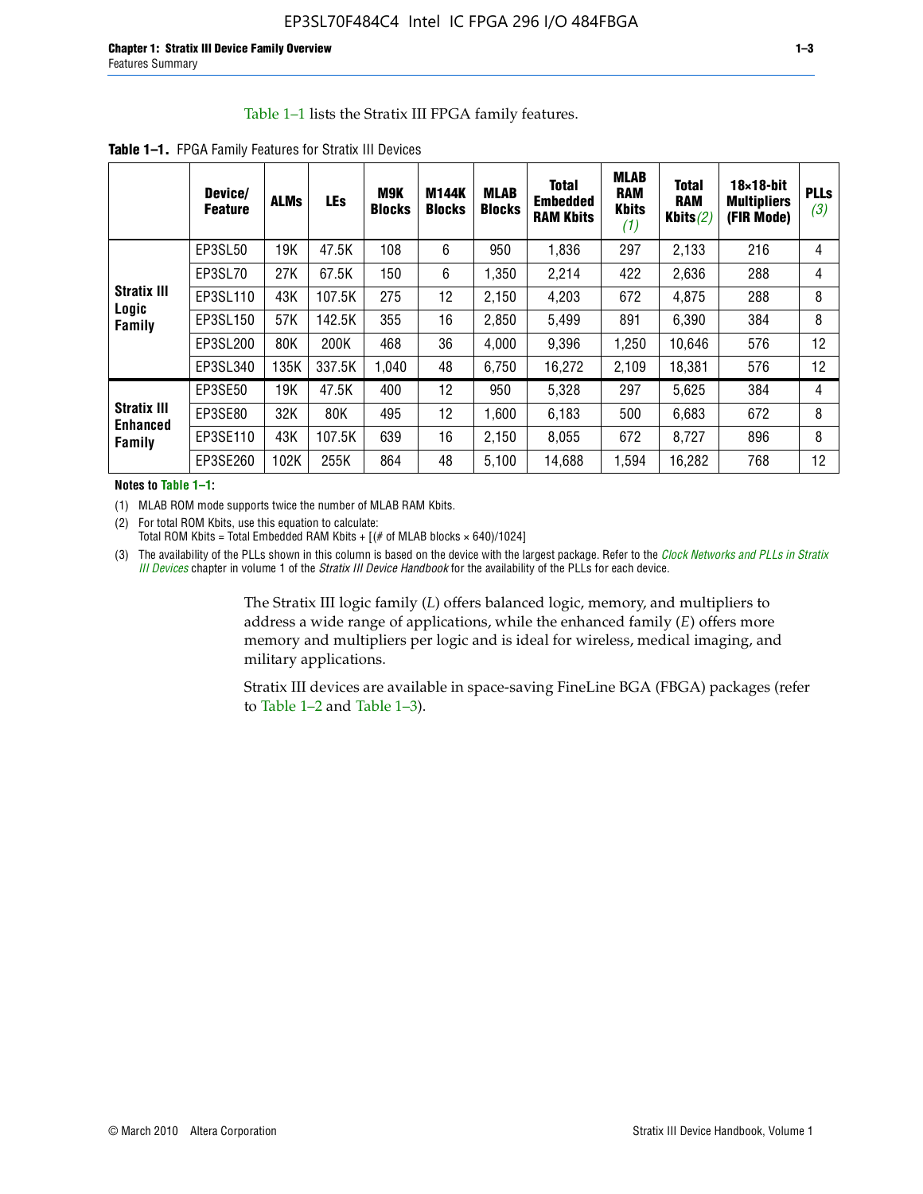Table 1–1 lists the Stratix III FPGA family features.

**Table 1–1.** FPGA Family Features for Stratix III Devices

| | Device/ Feature | ALMs | LEs | M9K Blocks | M144K Blocks | MLAB Blocks | Total Embedded RAM Kbits | MLAB RAM Kbits *(1)* | Total RAM Kbits *(2)* | 18×18-bit Multipliers (FIR Mode) | PLLs *(3)* |
|---|---|---|---|---|---|---|---|---|---|---|---|
| Stratix III Logic Family | EP3SL50 | 19K | 47.5K | 108 | 6 | 950 | 1,836 | 297 | 2,133 | 216 | 4 |
| | EP3SL70 | 27K | 67.5K | 150 | 6 | 1,350 | 2,214 | 422 | 2,636 | 288 | 4 |
| | EP3SL110 | 43K | 107.5K | 275 | 12 | 2,150 | 4,203 | 672 | 4,875 | 288 | 8 |
| | EP3SL150 | 57K | 142.5K | 355 | 16 | 2,850 | 5,499 | 891 | 6,390 | 384 | 8 |
| | EP3SL200 | 80K | 200K | 468 | 36 | 4,000 | 9,396 | 1,250 | 10,646 | 576 | 12 |
| | EP3SL340 | 135K | 337.5K | 1,040 | 48 | 6,750 | 16,272 | 2,109 | 18,381 | 576 | 12 |
| Stratix III Enhanced Family | EP3SE50 | 19K | 47.5K | 400 | 12 | 950 | 5,328 | 297 | 5,625 | 384 | 4 |
| | EP3SE80 | 32K | 80K | 495 | 12 | 1,600 | 6,183 | 500 | 6,683 | 672 | 8 |
| | EP3SE110 | 43K | 107.5K | 639 | 16 | 2,150 | 8,055 | 672 | 8,727 | 896 | 8 |
| | EP3SE260 | 102K | 255K | 864 | 48 | 5,100 | 14,688 | 1,594 | 16,282 | 768 | 12 |

**Notes to Table 1–1:**

(1) MLAB ROM mode supports twice the number of MLAB RAM Kbits.

(2) For total ROM Kbits, use this equation to calculate:
Total ROM Kbits = Total Embedded RAM Kbits + [(# of MLAB blocks × 640)/1024]

(3) The availability of the PLLs shown in this column is based on the device with the largest package. Refer to the *Clock Networks and PLLs in Stratix III Devices* chapter in volume 1 of the *Stratix III Device Handbook* for the availability of the PLLs for each device.

The Stratix III logic family (*L*) offers balanced logic, memory, and multipliers to address a wide range of applications, while the enhanced family (*E*) offers more memory and multipliers per logic and is ideal for wireless, medical imaging, and military applications.

Stratix III devices are available in space-saving FineLine BGA (FBGA) packages (refer to Table 1–2 and Table 1–3).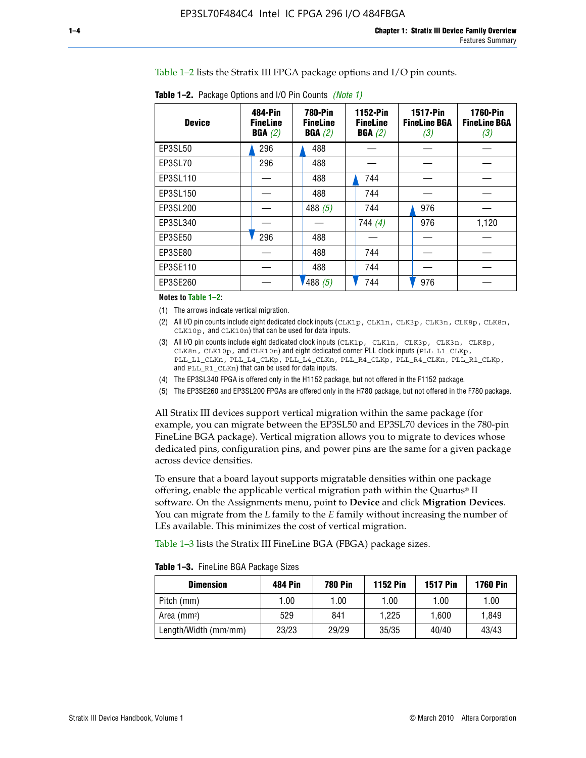Table 1–2 lists the Stratix III FPGA package options and I/O pin counts.

**Table 1–2.** Package Options and I/O Pin Counts *(Note 1)*

| Device | 484-Pin FineLine BGA *(2)* | 780-Pin FineLine BGA *(2)* | 1152-Pin FineLine BGA *(2)* | 1517-Pin FineLine BGA *(3)* | 1760-Pin FineLine BGA *(3)* |
|---|---|---|---|---|---|
| EP3SL50 | 296 | 488 | — | — | — |
| EP3SL70 | 296 | 488 | — | — | — |
| EP3SL110 | — | 488 | 744 | — | — |
| EP3SL150 | — | 488 | 744 | — | — |
| EP3SL200 | — | 488 *(5)* | 744 | 976 | — |
| EP3SL340 | — | — | 744 *(4)* | 976 | 1,120 |
| EP3SE50 | 296 | 488 | — | — | — |
| EP3SE80 | — | 488 | 744 | — | — |
| EP3SE110 | — | 488 | 744 | — | — |
| EP3SE260 | — | 488 *(5)* | 744 | 976 | — |

**Notes to Table 1–2:**

(1) The arrows indicate vertical migration.

(2) All I/O pin counts include eight dedicated clock inputs (`CLK1p`, `CLK1n`, `CLK3p`, `CLK3n`, `CLK8p`, `CLK8n`, `CLK10p`, and `CLK10n`) that can be used for data inputs.

(3) All I/O pin counts include eight dedicated clock inputs (`CLK1p`, `CLK1n`, `CLK3p`, `CLK3n`, `CLK8p`, `CLK8n`, `CLK10p`, and `CLK10n`) and eight dedicated corner PLL clock inputs (`PLL_L1_CLKp`, `PLL_L1_CLKn`, `PLL_L4_CLKp`, `PLL_L4_CLKn`, `PLL_R4_CLKp`, `PLL_R4_CLKn`, `PLL_R1_CLKp`, and `PLL_R1_CLKn`) that can be used for data inputs.

(4) The EP3SL340 FPGA is offered only in the H1152 package, but not offered in the F1152 package.

(5) The EP3SE260 and EP3SL200 FPGAs are offered only in the H780 package, but not offered in the F780 package.

All Stratix III devices support vertical migration within the same package (for example, you can migrate between the EP3SL50 and EP3SL70 devices in the 780-pin FineLine BGA package). Vertical migration allows you to migrate to devices whose dedicated pins, configuration pins, and power pins are the same for a given package across device densities.

To ensure that a board layout supports migratable densities within one package offering, enable the applicable vertical migration path within the Quartus® II software. On the Assignments menu, point to **Device** and click **Migration Devices**. You can migrate from the *L* family to the *E* family without increasing the number of LEs available. This minimizes the cost of vertical migration.

Table 1–3 lists the Stratix III FineLine BGA (FBGA) package sizes.

**Table 1–3.** FineLine BGA Package Sizes

| Dimension | 484 Pin | 780 Pin | 1152 Pin | 1517 Pin | 1760 Pin |
|---|---|---|---|---|---|
| Pitch (mm) | 1.00 | 1.00 | 1.00 | 1.00 | 1.00 |
| Area ($mm^2$) | 529 | 841 | 1,225 | 1,600 | 1,849 |
| Length/Width (mm/mm) | 23/23 | 29/29 | 35/35 | 40/40 | 43/43 |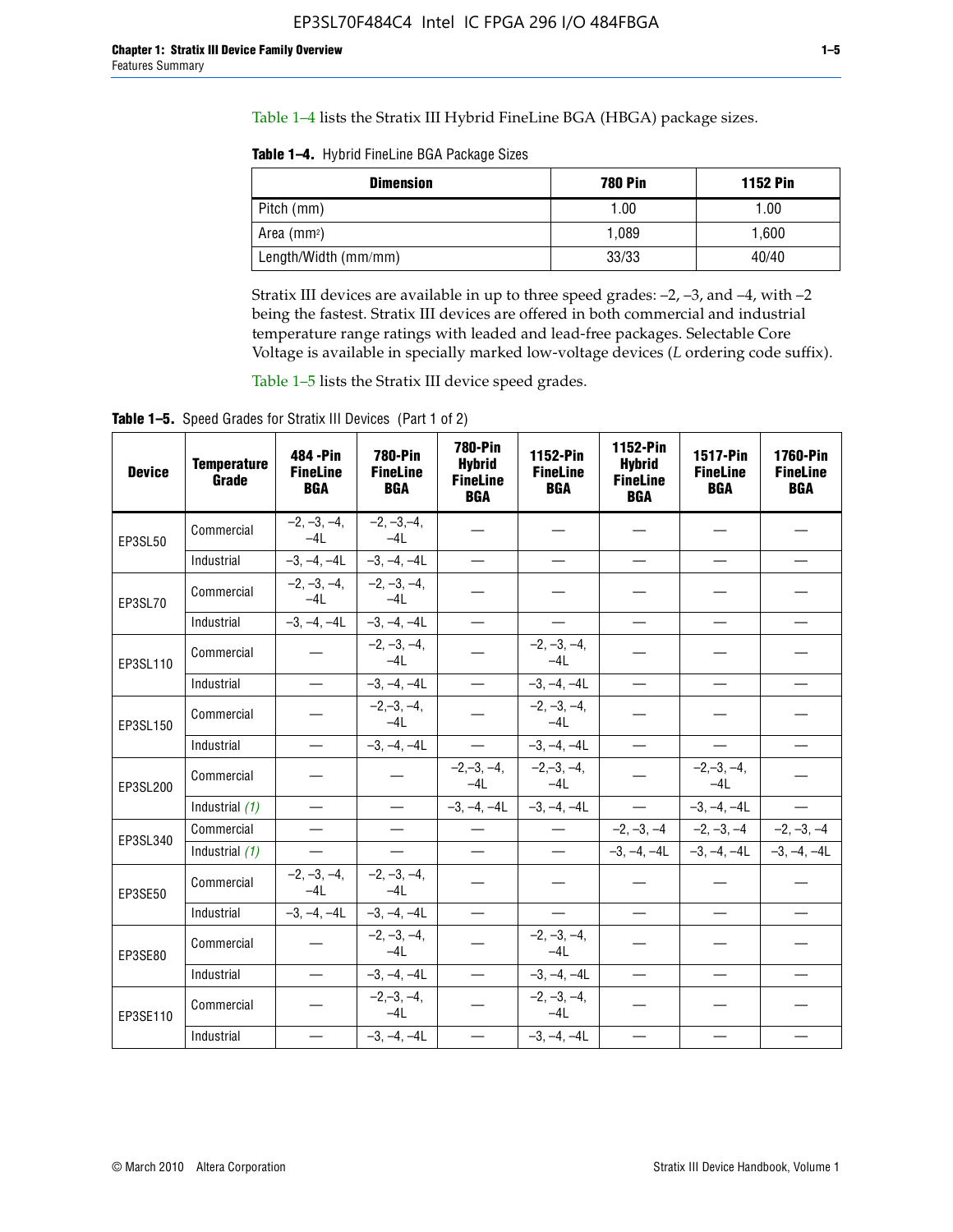Table 1–4 lists the Stratix III Hybrid FineLine BGA (HBGA) package sizes.

**Table 1–4.** Hybrid FineLine BGA Package Sizes

| Dimension | 780 Pin | 1152 Pin |
|---|---|---|
| Pitch (mm) | 1.00 | 1.00 |
| Area (mm²) | 1,089 | 1,600 |
| Length/Width (mm/mm) | 33/33 | 40/40 |

Stratix III devices are available in up to three speed grades: –2, –3, and –4, with –2 being the fastest. Stratix III devices are offered in both commercial and industrial temperature range ratings with leaded and lead-free packages. Selectable Core Voltage is available in specially marked low-voltage devices (*L* ordering code suffix).

Table 1–5 lists the Stratix III device speed grades.

**Table 1–5.** Speed Grades for Stratix III Devices (Part 1 of 2)

| Device | Temperature Grade | 484 -Pin FineLine BGA | 780-Pin FineLine BGA | 780-Pin Hybrid FineLine BGA | 1152-Pin FineLine BGA | 1152-Pin Hybrid FineLine BGA | 1517-Pin FineLine BGA | 1760-Pin FineLine BGA |
|---|---|---|---|---|---|---|---|---|
| EP3SL50 | Commercial | –2, –3, –4, –4L | –2, –3,–4, –4L | — | — | — | — | — |
| | Industrial | –3, –4, –4L | –3, –4, –4L | — | — | — | — | — |
| EP3SL70 | Commercial | –2, –3, –4, –4L | –2, –3, –4, –4L | — | — | — | — | — |
| | Industrial | –3, –4, –4L | –3, –4, –4L | — | — | — | — | — |
| EP3SL110 | Commercial | — | –2, –3, –4, –4L | — | –2, –3, –4, –4L | — | — | — |
| | Industrial | — | –3, –4, –4L | — | –3, –4, –4L | — | — | — |
| EP3SL150 | Commercial | — | –2,–3, –4, –4L | — | –2, –3, –4, –4L | — | — | — |
| | Industrial | — | –3, –4, –4L | — | –3, –4, –4L | — | — | — |
| EP3SL200 | Commercial | — | — | –2,–3, –4, –4L | –2,–3, –4, –4L | — | –2,–3, –4, –4L | — |
| | Industrial *(1)* | — | — | –3, –4, –4L | –3, –4, –4L | — | –3, –4, –4L | — |
| EP3SL340 | Commercial | — | — | — | — | –2, –3, –4 | –2, –3, –4 | –2, –3, –4 |
| | Industrial *(1)* | — | — | — | — | –3, –4, –4L | –3, –4, –4L | –3, –4, –4L |
| EP3SE50 | Commercial | –2, –3, –4, –4L | –2, –3, –4, –4L | — | — | — | — | — |
| | Industrial | –3, –4, –4L | –3, –4, –4L | — | — | — | — | — |
| EP3SE80 | Commercial | — | –2, –3, –4, –4L | — | –2, –3, –4, –4L | — | — | — |
| | Industrial | — | –3, –4, –4L | — | –3, –4, –4L | — | — | — |
| EP3SE110 | Commercial | — | –2,–3, –4, –4L | — | –2, –3, –4, –4L | — | — | — |
| | Industrial | — | –3, –4, –4L | — | –3, –4, –4L | — | — | — |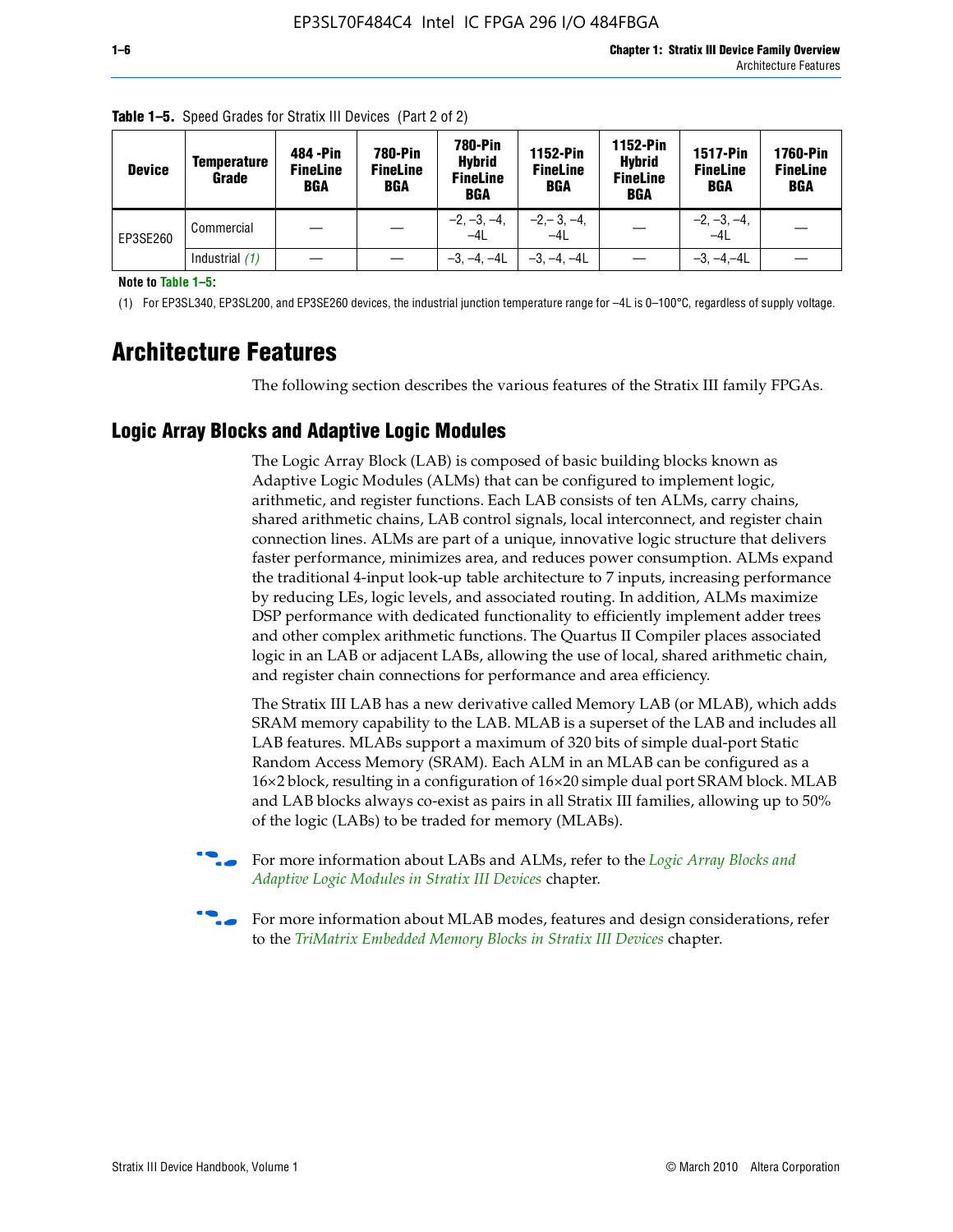**Table 1–5.** Speed Grades for Stratix III Devices (Part 2 of 2)

| Device | Temperature Grade | 484 -Pin FineLine BGA | 780-Pin FineLine BGA | 780-Pin Hybrid FineLine BGA | 1152-Pin FineLine BGA | 1152-Pin Hybrid FineLine BGA | 1517-Pin FineLine BGA | 1760-Pin FineLine BGA |
|---|---|---|---|---|---|---|---|---|
| EP3SE260 | Commercial | — | — | –2, –3, –4, –4L | –2,– 3, –4, –4L | — | –2, –3, –4, –4L | — |
| | Industrial *(1)* | — | — | –3, –4, –4L | –3, –4, –4L | — | –3, –4,–4L | — |

**Note to Table 1–5:**

(1) For EP3SL340, EP3SL200, and EP3SE260 devices, the industrial junction temperature range for –4L is 0–100°C, regardless of supply voltage.

# Architecture Features

The following section describes the various features of the Stratix III family FPGAs.

## Logic Array Blocks and Adaptive Logic Modules

The Logic Array Block (LAB) is composed of basic building blocks known as Adaptive Logic Modules (ALMs) that can be configured to implement logic, arithmetic, and register functions. Each LAB consists of ten ALMs, carry chains, shared arithmetic chains, LAB control signals, local interconnect, and register chain connection lines. ALMs are part of a unique, innovative logic structure that delivers faster performance, minimizes area, and reduces power consumption. ALMs expand the traditional 4-input look-up table architecture to 7 inputs, increasing performance by reducing LEs, logic levels, and associated routing. In addition, ALMs maximize DSP performance with dedicated functionality to efficiently implement adder trees and other complex arithmetic functions. The Quartus II Compiler places associated logic in an LAB or adjacent LABs, allowing the use of local, shared arithmetic chain, and register chain connections for performance and area efficiency.

The Stratix III LAB has a new derivative called Memory LAB (or MLAB), which adds SRAM memory capability to the LAB. MLAB is a superset of the LAB and includes all LAB features. MLABs support a maximum of 320 bits of simple dual-port Static Random Access Memory (SRAM). Each ALM in an MLAB can be configured as a 16×2 block, resulting in a configuration of 16×20 simple dual port SRAM block. MLAB and LAB blocks always co-exist as pairs in all Stratix III families, allowing up to 50% of the logic (LABs) to be traded for memory (MLABs).

For more information about LABs and ALMs, refer to the *Logic Array Blocks and Adaptive Logic Modules in Stratix III Devices* chapter.

For more information about MLAB modes, features and design considerations, refer to the *TriMatrix Embedded Memory Blocks in Stratix III Devices* chapter.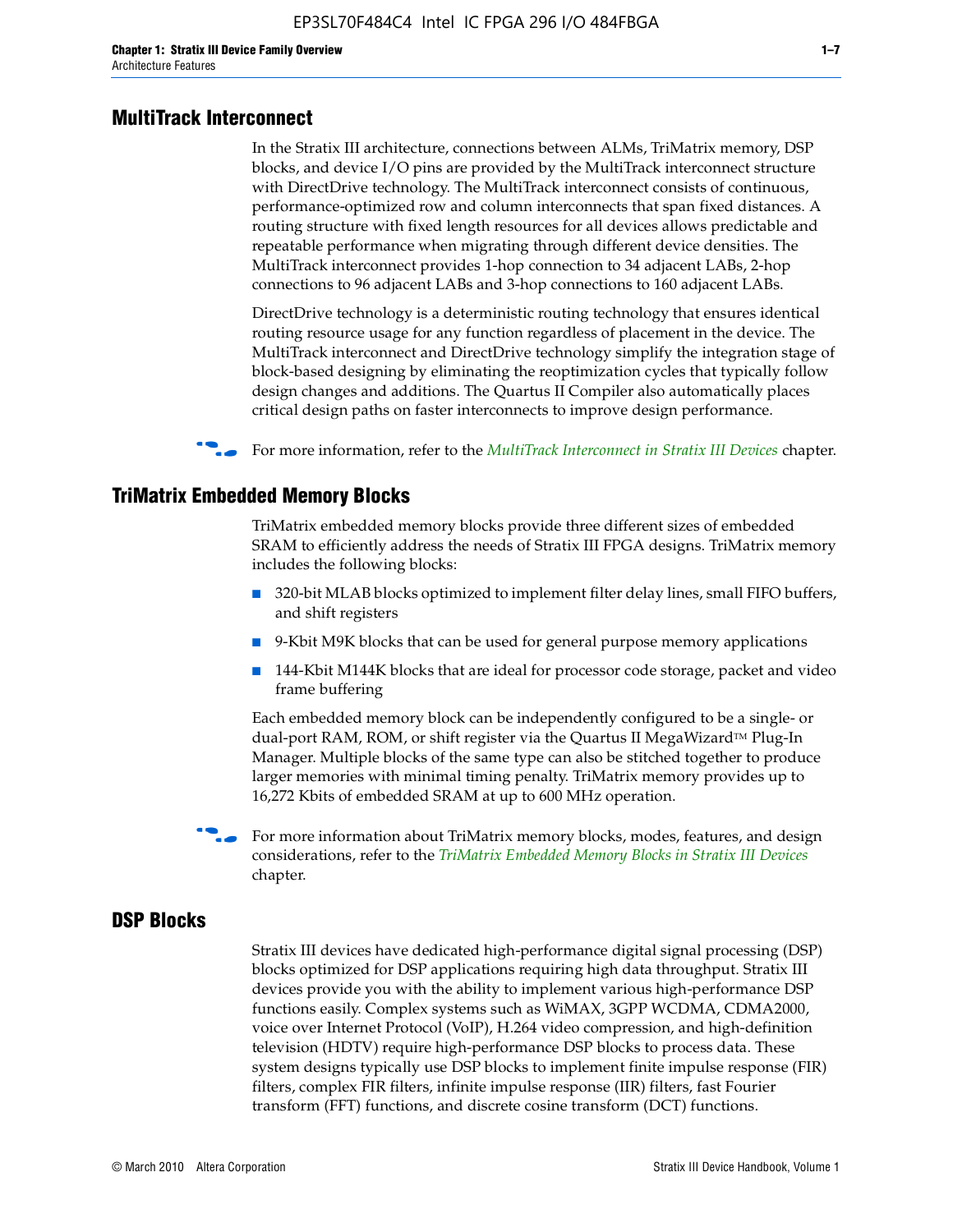## MultiTrack Interconnect

In the Stratix III architecture, connections between ALMs, TriMatrix memory, DSP blocks, and device I/O pins are provided by the MultiTrack interconnect structure with DirectDrive technology. The MultiTrack interconnect consists of continuous, performance-optimized row and column interconnects that span fixed distances. A routing structure with fixed length resources for all devices allows predictable and repeatable performance when migrating through different device densities. The MultiTrack interconnect provides 1-hop connection to 34 adjacent LABs, 2-hop connections to 96 adjacent LABs and 3-hop connections to 160 adjacent LABs.

DirectDrive technology is a deterministic routing technology that ensures identical routing resource usage for any function regardless of placement in the device. The MultiTrack interconnect and DirectDrive technology simplify the integration stage of block-based designing by eliminating the reoptimization cycles that typically follow design changes and additions. The Quartus II Compiler also automatically places critical design paths on faster interconnects to improve design performance.

For more information, refer to the *MultiTrack Interconnect in Stratix III Devices* chapter.

## TriMatrix Embedded Memory Blocks

TriMatrix embedded memory blocks provide three different sizes of embedded SRAM to efficiently address the needs of Stratix III FPGA designs. TriMatrix memory includes the following blocks:

- 320-bit MLAB blocks optimized to implement filter delay lines, small FIFO buffers, and shift registers
- 9-Kbit M9K blocks that can be used for general purpose memory applications
- 144-Kbit M144K blocks that are ideal for processor code storage, packet and video frame buffering

Each embedded memory block can be independently configured to be a single- or dual-port RAM, ROM, or shift register via the Quartus II MegaWizard™ Plug-In Manager. Multiple blocks of the same type can also be stitched together to produce larger memories with minimal timing penalty. TriMatrix memory provides up to 16,272 Kbits of embedded SRAM at up to 600 MHz operation.

For more information about TriMatrix memory blocks, modes, features, and design considerations, refer to the *TriMatrix Embedded Memory Blocks in Stratix III Devices* chapter.

## DSP Blocks

Stratix III devices have dedicated high-performance digital signal processing (DSP) blocks optimized for DSP applications requiring high data throughput. Stratix III devices provide you with the ability to implement various high-performance DSP functions easily. Complex systems such as WiMAX, 3GPP WCDMA, CDMA2000, voice over Internet Protocol (VoIP), H.264 video compression, and high-definition television (HDTV) require high-performance DSP blocks to process data. These system designs typically use DSP blocks to implement finite impulse response (FIR) filters, complex FIR filters, infinite impulse response (IIR) filters, fast Fourier transform (FFT) functions, and discrete cosine transform (DCT) functions.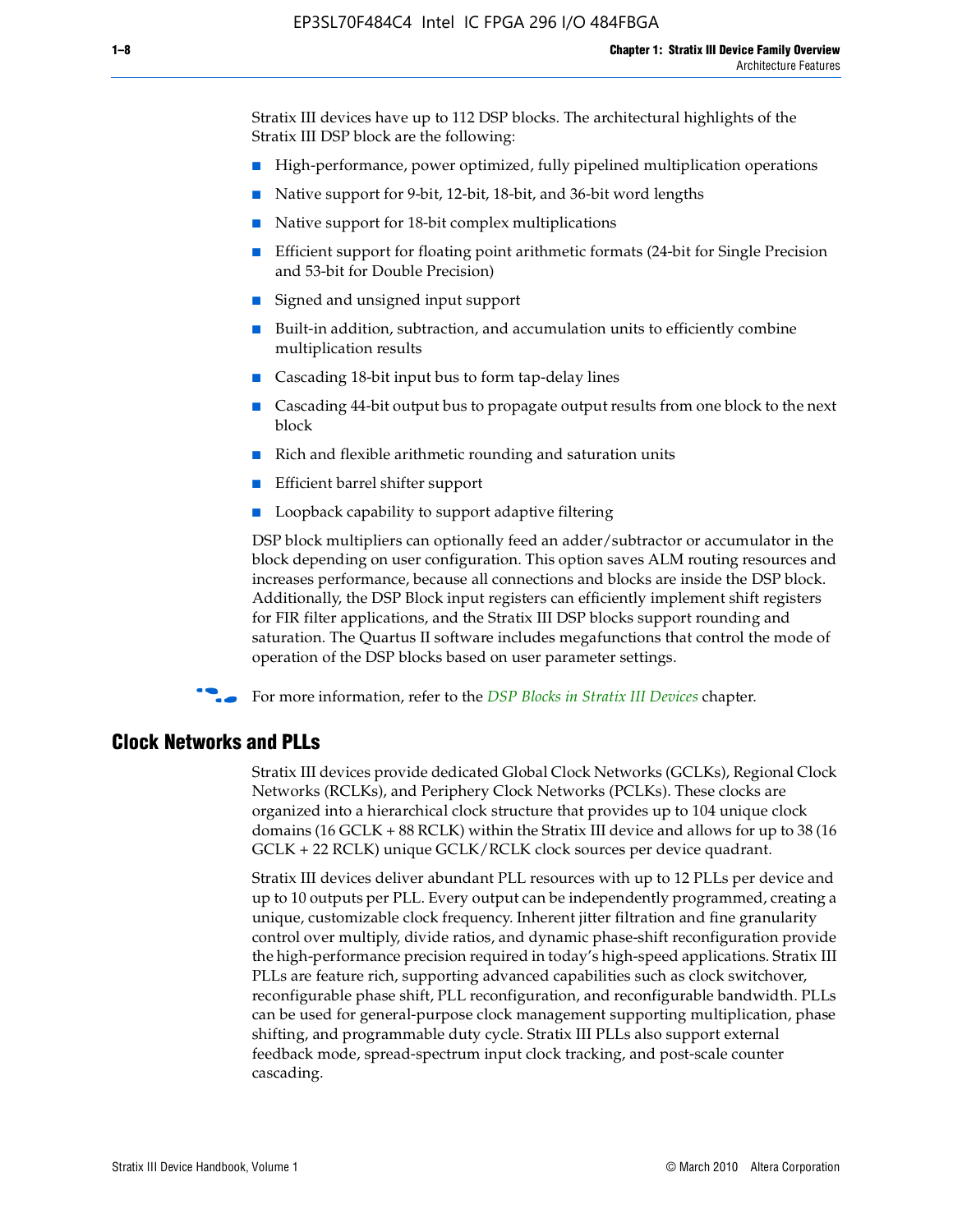Stratix III devices have up to 112 DSP blocks. The architectural highlights of the Stratix III DSP block are the following:

- High-performance, power optimized, fully pipelined multiplication operations
- Native support for 9-bit, 12-bit, 18-bit, and 36-bit word lengths
- Native support for 18-bit complex multiplications
- Efficient support for floating point arithmetic formats (24-bit for Single Precision and 53-bit for Double Precision)
- Signed and unsigned input support
- Built-in addition, subtraction, and accumulation units to efficiently combine multiplication results
- Cascading 18-bit input bus to form tap-delay lines
- Cascading 44-bit output bus to propagate output results from one block to the next block
- Rich and flexible arithmetic rounding and saturation units
- Efficient barrel shifter support
- Loopback capability to support adaptive filtering

DSP block multipliers can optionally feed an adder/subtractor or accumulator in the block depending on user configuration. This option saves ALM routing resources and increases performance, because all connections and blocks are inside the DSP block. Additionally, the DSP Block input registers can efficiently implement shift registers for FIR filter applications, and the Stratix III DSP blocks support rounding and saturation. The Quartus II software includes megafunctions that control the mode of operation of the DSP blocks based on user parameter settings.

For more information, refer to the *DSP Blocks in Stratix III Devices* chapter.

## Clock Networks and PLLs

Stratix III devices provide dedicated Global Clock Networks (GCLKs), Regional Clock Networks (RCLKs), and Periphery Clock Networks (PCLKs). These clocks are organized into a hierarchical clock structure that provides up to 104 unique clock domains (16 GCLK + 88 RCLK) within the Stratix III device and allows for up to 38 (16 GCLK + 22 RCLK) unique GCLK/RCLK clock sources per device quadrant.

Stratix III devices deliver abundant PLL resources with up to 12 PLLs per device and up to 10 outputs per PLL. Every output can be independently programmed, creating a unique, customizable clock frequency. Inherent jitter filtration and fine granularity control over multiply, divide ratios, and dynamic phase-shift reconfiguration provide the high-performance precision required in today's high-speed applications. Stratix III PLLs are feature rich, supporting advanced capabilities such as clock switchover, reconfigurable phase shift, PLL reconfiguration, and reconfigurable bandwidth. PLLs can be used for general-purpose clock management supporting multiplication, phase shifting, and programmable duty cycle. Stratix III PLLs also support external feedback mode, spread-spectrum input clock tracking, and post-scale counter cascading.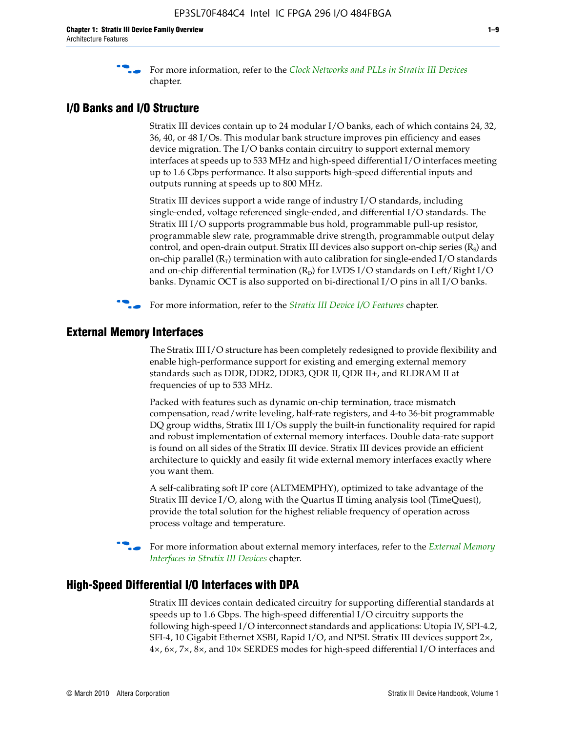For more information, refer to the *Clock Networks and PLLs in Stratix III Devices* chapter.

## I/O Banks and I/O Structure

Stratix III devices contain up to 24 modular I/O banks, each of which contains 24, 32, 36, 40, or 48 I/Os. This modular bank structure improves pin efficiency and eases device migration. The I/O banks contain circuitry to support external memory interfaces at speeds up to 533 MHz and high-speed differential I/O interfaces meeting up to 1.6 Gbps performance. It also supports high-speed differential inputs and outputs running at speeds up to 800 MHz.

Stratix III devices support a wide range of industry I/O standards, including single-ended, voltage referenced single-ended, and differential I/O standards. The Stratix III I/O supports programmable bus hold, programmable pull-up resistor, programmable slew rate, programmable drive strength, programmable output delay control, and open-drain output. Stratix III devices also support on-chip series ($R_S$) and on-chip parallel ($R_T$) termination with auto calibration for single-ended I/O standards and on-chip differential termination ($R_D$) for LVDS I/O standards on Left/Right I/O banks. Dynamic OCT is also supported on bi-directional I/O pins in all I/O banks.

For more information, refer to the *Stratix III Device I/O Features* chapter.

## External Memory Interfaces

The Stratix III I/O structure has been completely redesigned to provide flexibility and enable high-performance support for existing and emerging external memory standards such as DDR, DDR2, DDR3, QDR II, QDR II+, and RLDRAM II at frequencies of up to 533 MHz.

Packed with features such as dynamic on-chip termination, trace mismatch compensation, read/write leveling, half-rate registers, and 4-to 36-bit programmable DQ group widths, Stratix III I/Os supply the built-in functionality required for rapid and robust implementation of external memory interfaces. Double data-rate support is found on all sides of the Stratix III device. Stratix III devices provide an efficient architecture to quickly and easily fit wide external memory interfaces exactly where you want them.

A self-calibrating soft IP core (ALTMEMPHY), optimized to take advantage of the Stratix III device I/O, along with the Quartus II timing analysis tool (TimeQuest), provide the total solution for the highest reliable frequency of operation across process voltage and temperature.

For more information about external memory interfaces, refer to the *External Memory Interfaces in Stratix III Devices* chapter.

## High-Speed Differential I/O Interfaces with DPA

Stratix III devices contain dedicated circuitry for supporting differential standards at speeds up to 1.6 Gbps. The high-speed differential I/O circuitry supports the following high-speed I/O interconnect standards and applications: Utopia IV, SPI-4.2, SFI-4, 10 Gigabit Ethernet XSBI, Rapid I/O, and NPSI. Stratix III devices support 2×, 4×, 6×, 7×, 8×, and 10× SERDES modes for high-speed differential I/O interfaces and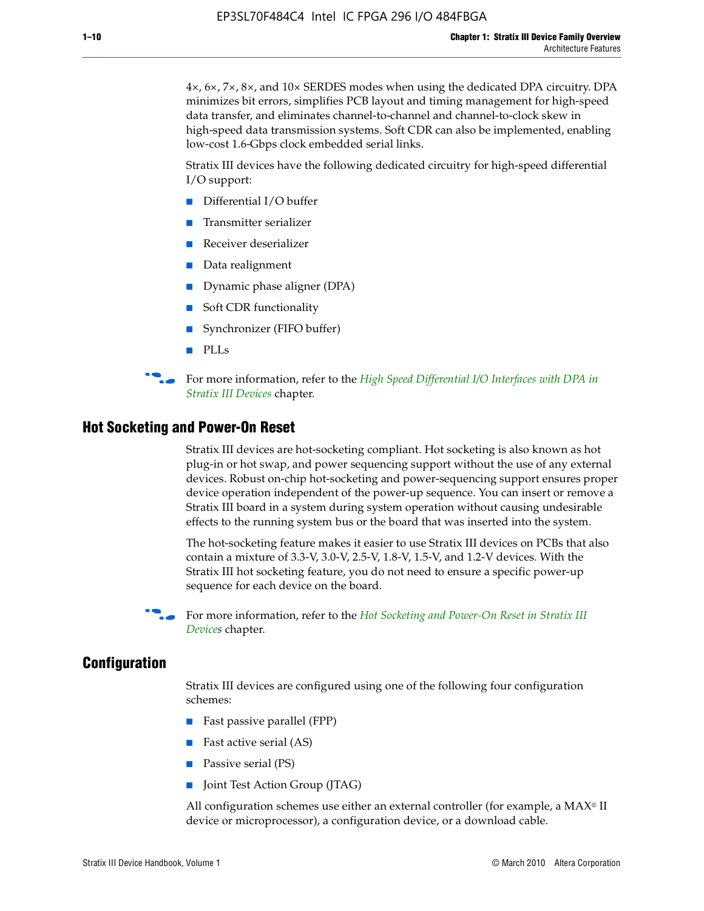4×, 6×, 7×, 8×, and 10× SERDES modes when using the dedicated DPA circuitry. DPA minimizes bit errors, simplifies PCB layout and timing management for high-speed data transfer, and eliminates channel-to-channel and channel-to-clock skew in high-speed data transmission systems. Soft CDR can also be implemented, enabling low-cost 1.6-Gbps clock embedded serial links.

Stratix III devices have the following dedicated circuitry for high-speed differential I/O support:

- Differential I/O buffer
- Transmitter serializer
- Receiver deserializer
- Data realignment
- Dynamic phase aligner (DPA)
- Soft CDR functionality
- Synchronizer (FIFO buffer)
- PLLs

For more information, refer to the *High Speed Differential I/O Interfaces with DPA in Stratix III Devices* chapter.

## Hot Socketing and Power-On Reset

Stratix III devices are hot-socketing compliant. Hot socketing is also known as hot plug-in or hot swap, and power sequencing support without the use of any external devices. Robust on-chip hot-socketing and power-sequencing support ensures proper device operation independent of the power-up sequence. You can insert or remove a Stratix III board in a system during system operation without causing undesirable effects to the running system bus or the board that was inserted into the system.

The hot-socketing feature makes it easier to use Stratix III devices on PCBs that also contain a mixture of 3.3-V, 3.0-V, 2.5-V, 1.8-V, 1.5-V, and 1.2-V devices. With the Stratix III hot socketing feature, you do not need to ensure a specific power-up sequence for each device on the board.

For more information, refer to the *Hot Socketing and Power-On Reset in Stratix III Devices* chapter.

## Configuration

Stratix III devices are configured using one of the following four configuration schemes:

- Fast passive parallel (FPP)
- Fast active serial (AS)
- Passive serial (PS)
- Joint Test Action Group (JTAG)

All configuration schemes use either an external controller (for example, a MAX® II device or microprocessor), a configuration device, or a download cable.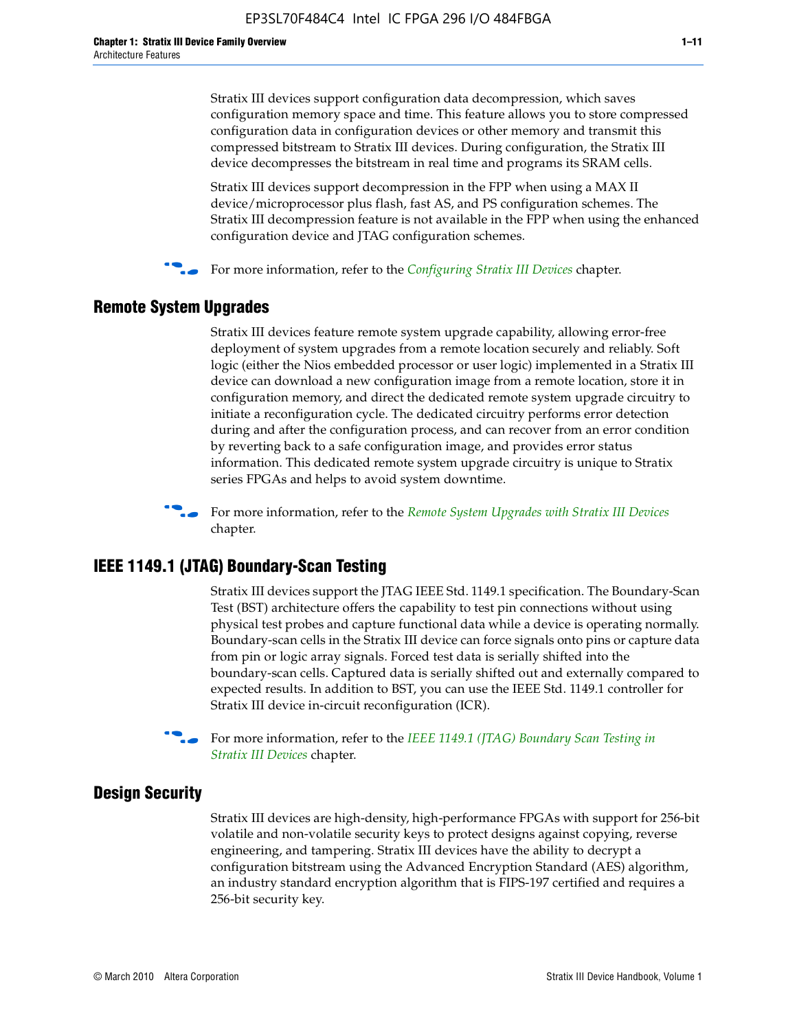Stratix III devices support configuration data decompression, which saves configuration memory space and time. This feature allows you to store compressed configuration data in configuration devices or other memory and transmit this compressed bitstream to Stratix III devices. During configuration, the Stratix III device decompresses the bitstream in real time and programs its SRAM cells.

Stratix III devices support decompression in the FPP when using a MAX II device/microprocessor plus flash, fast AS, and PS configuration schemes. The Stratix III decompression feature is not available in the FPP when using the enhanced configuration device and JTAG configuration schemes.

For more information, refer to the *Configuring Stratix III Devices* chapter.

## Remote System Upgrades

Stratix III devices feature remote system upgrade capability, allowing error-free deployment of system upgrades from a remote location securely and reliably. Soft logic (either the Nios embedded processor or user logic) implemented in a Stratix III device can download a new configuration image from a remote location, store it in configuration memory, and direct the dedicated remote system upgrade circuitry to initiate a reconfiguration cycle. The dedicated circuitry performs error detection during and after the configuration process, and can recover from an error condition by reverting back to a safe configuration image, and provides error status information. This dedicated remote system upgrade circuitry is unique to Stratix series FPGAs and helps to avoid system downtime.

For more information, refer to the *Remote System Upgrades with Stratix III Devices* chapter.

## IEEE 1149.1 (JTAG) Boundary-Scan Testing

Stratix III devices support the JTAG IEEE Std. 1149.1 specification. The Boundary-Scan Test (BST) architecture offers the capability to test pin connections without using physical test probes and capture functional data while a device is operating normally. Boundary-scan cells in the Stratix III device can force signals onto pins or capture data from pin or logic array signals. Forced test data is serially shifted into the boundary-scan cells. Captured data is serially shifted out and externally compared to expected results. In addition to BST, you can use the IEEE Std. 1149.1 controller for Stratix III device in-circuit reconfiguration (ICR).

For more information, refer to the *IEEE 1149.1 (JTAG) Boundary Scan Testing in Stratix III Devices* chapter.

## Design Security

Stratix III devices are high-density, high-performance FPGAs with support for 256-bit volatile and non-volatile security keys to protect designs against copying, reverse engineering, and tampering. Stratix III devices have the ability to decrypt a configuration bitstream using the Advanced Encryption Standard (AES) algorithm, an industry standard encryption algorithm that is FIPS-197 certified and requires a 256-bit security key.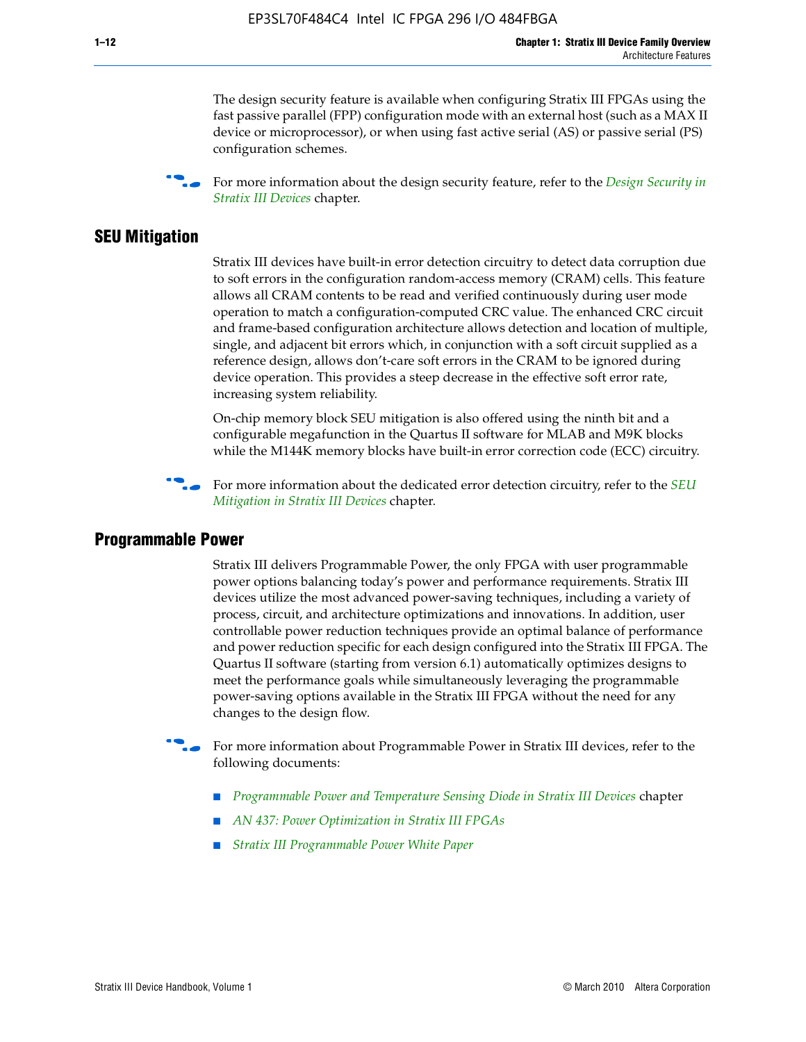The design security feature is available when configuring Stratix III FPGAs using the fast passive parallel (FPP) configuration mode with an external host (such as a MAX II device or microprocessor), or when using fast active serial (AS) or passive serial (PS) configuration schemes.

For more information about the design security feature, refer to the *Design Security in Stratix III Devices* chapter.

## SEU Mitigation

Stratix III devices have built-in error detection circuitry to detect data corruption due to soft errors in the configuration random-access memory (CRAM) cells. This feature allows all CRAM contents to be read and verified continuously during user mode operation to match a configuration-computed CRC value. The enhanced CRC circuit and frame-based configuration architecture allows detection and location of multiple, single, and adjacent bit errors which, in conjunction with a soft circuit supplied as a reference design, allows don't-care soft errors in the CRAM to be ignored during device operation. This provides a steep decrease in the effective soft error rate, increasing system reliability.

On-chip memory block SEU mitigation is also offered using the ninth bit and a configurable megafunction in the Quartus II software for MLAB and M9K blocks while the M144K memory blocks have built-in error correction code (ECC) circuitry.

For more information about the dedicated error detection circuitry, refer to the *SEU Mitigation in Stratix III Devices* chapter.

## Programmable Power

Stratix III delivers Programmable Power, the only FPGA with user programmable power options balancing today's power and performance requirements. Stratix III devices utilize the most advanced power-saving techniques, including a variety of process, circuit, and architecture optimizations and innovations. In addition, user controllable power reduction techniques provide an optimal balance of performance and power reduction specific for each design configured into the Stratix III FPGA. The Quartus II software (starting from version 6.1) automatically optimizes designs to meet the performance goals while simultaneously leveraging the programmable power-saving options available in the Stratix III FPGA without the need for any changes to the design flow.

For more information about Programmable Power in Stratix III devices, refer to the following documents:

- *Programmable Power and Temperature Sensing Diode in Stratix III Devices* chapter
- *AN 437: Power Optimization in Stratix III FPGAs*
- *Stratix III Programmable Power White Paper*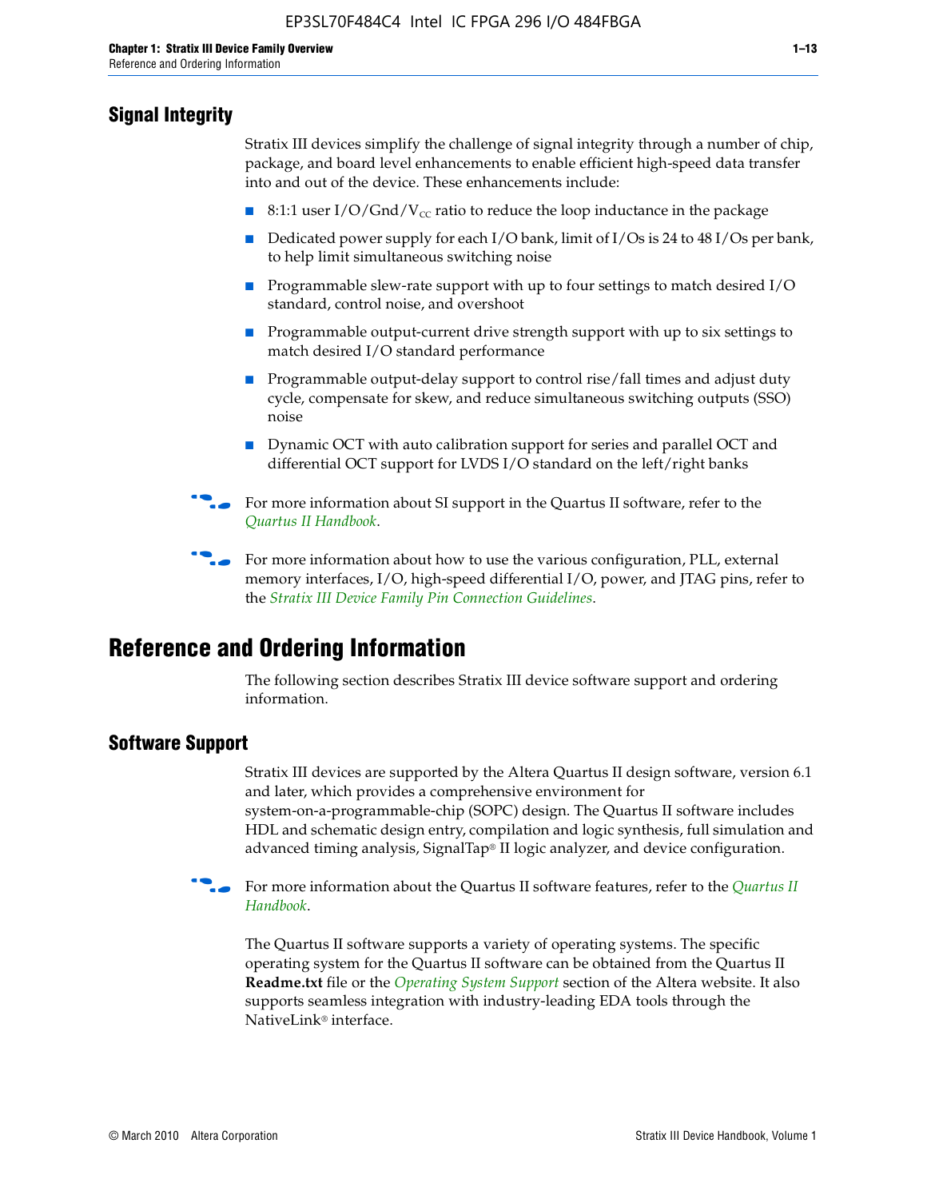## Signal Integrity

Stratix III devices simplify the challenge of signal integrity through a number of chip, package, and board level enhancements to enable efficient high-speed data transfer into and out of the device. These enhancements include:

- 8:1:1 user I/O/Gnd/$V_{CC}$ ratio to reduce the loop inductance in the package
- Dedicated power supply for each I/O bank, limit of I/Os is 24 to 48 I/Os per bank, to help limit simultaneous switching noise
- Programmable slew-rate support with up to four settings to match desired I/O standard, control noise, and overshoot
- Programmable output-current drive strength support with up to six settings to match desired I/O standard performance
- Programmable output-delay support to control rise/fall times and adjust duty cycle, compensate for skew, and reduce simultaneous switching outputs (SSO) noise
- Dynamic OCT with auto calibration support for series and parallel OCT and differential OCT support for LVDS I/O standard on the left/right banks

For more information about SI support in the Quartus II software, refer to the *Quartus II Handbook*.

For more information about how to use the various configuration, PLL, external memory interfaces, I/O, high-speed differential I/O, power, and JTAG pins, refer to the *Stratix III Device Family Pin Connection Guidelines*.

# Reference and Ordering Information

The following section describes Stratix III device software support and ordering information.

## Software Support

Stratix III devices are supported by the Altera Quartus II design software, version 6.1 and later, which provides a comprehensive environment for system-on-a-programmable-chip (SOPC) design. The Quartus II software includes HDL and schematic design entry, compilation and logic synthesis, full simulation and advanced timing analysis, SignalTap® II logic analyzer, and device configuration.

For more information about the Quartus II software features, refer to the *Quartus II Handbook*.

The Quartus II software supports a variety of operating systems. The specific operating system for the Quartus II software can be obtained from the Quartus II **Readme.txt** file or the *Operating System Support* section of the Altera website. It also supports seamless integration with industry-leading EDA tools through the NativeLink® interface.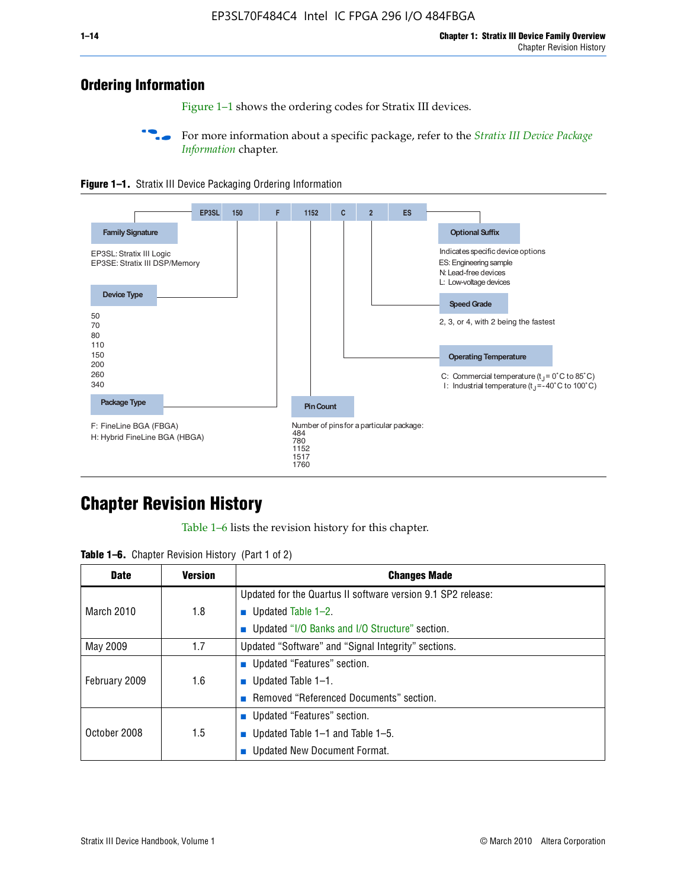## Ordering Information

Figure 1–1 shows the ordering codes for Stratix III devices.

For more information about a specific package, refer to the *Stratix III Device Package Information* chapter.

**Figure 1–1.** Stratix III Device Packaging Ordering Information

EP3SL | 150 | F | 1152 | C | 2 | ES

**Family Signature**

EP3SL: Stratix III Logic
EP3SE: Stratix III DSP/Memory

**Device Type**

50
70
80
110
150
200
260
340

**Package Type**

F: FineLine BGA (FBGA)
H: Hybrid FineLine BGA (HBGA)

**Pin Count**

Number of pins for a particular package:
484
780
1152
1517
1760

**Operating Temperature**

C: Commercial temperature ($t_J$ = 0˚C to 85˚C)
I: Industrial temperature ($t_J$ = -40˚C to 100˚C)

**Speed Grade**

2, 3, or 4, with 2 being the fastest

**Optional Suffix**

Indicates specific device options
ES: Engineering sample
N: Lead-free devices
L: Low-voltage devices

## Chapter Revision History

Table 1–6 lists the revision history for this chapter.

**Table 1–6.** Chapter Revision History (Part 1 of 2)

| Date | Version | Changes Made |
|---|---|---|
| March 2010 | 1.8 | Updated for the Quartus II software version 9.1 SP2 release:<br>■ Updated Table 1–2.<br>■ Updated "I/O Banks and I/O Structure" section. |
| May 2009 | 1.7 | Updated "Software" and "Signal Integrity" sections. |
| February 2009 | 1.6 | ■ Updated "Features" section.<br>■ Updated Table 1–1.<br>■ Removed "Referenced Documents" section. |
| October 2008 | 1.5 | ■ Updated "Features" section.<br>■ Updated Table 1–1 and Table 1–5.<br>■ Updated New Document Format. |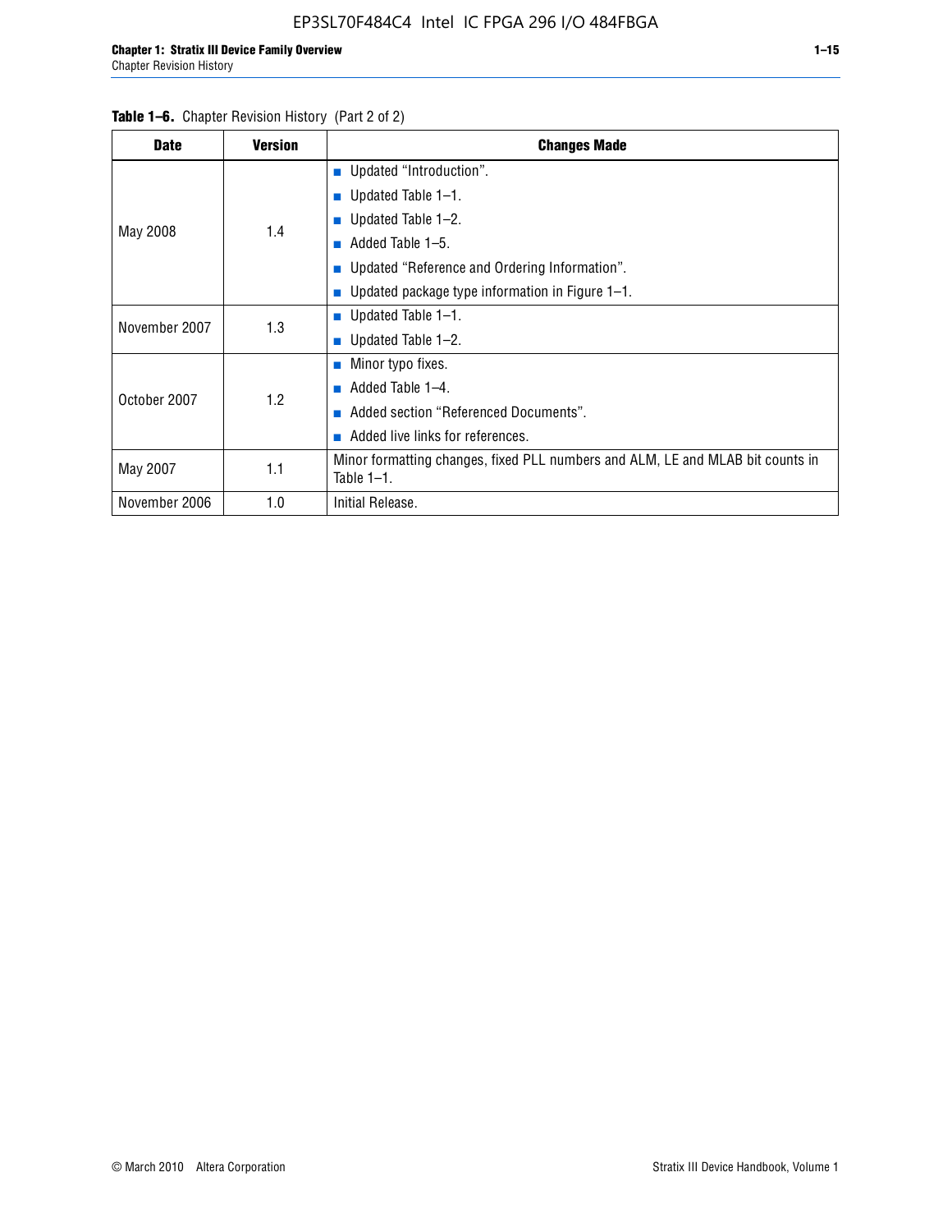**Table 1–6.** Chapter Revision History (Part 2 of 2)

| Date | Version | Changes Made |
|---|---|---|
| May 2008 | 1.4 | ■ Updated “Introduction”.<br>■ Updated Table 1–1.<br>■ Updated Table 1–2.<br>■ Added Table 1–5.<br>■ Updated “Reference and Ordering Information”.<br>■ Updated package type information in Figure 1–1. |
| November 2007 | 1.3 | ■ Updated Table 1–1.<br>■ Updated Table 1–2. |
| October 2007 | 1.2 | ■ Minor typo fixes.<br>■ Added Table 1–4.<br>■ Added section “Referenced Documents”.<br>■ Added live links for references. |
| May 2007 | 1.1 | Minor formatting changes, fixed PLL numbers and ALM, LE and MLAB bit counts in Table 1–1. |
| November 2006 | 1.0 | Initial Release. |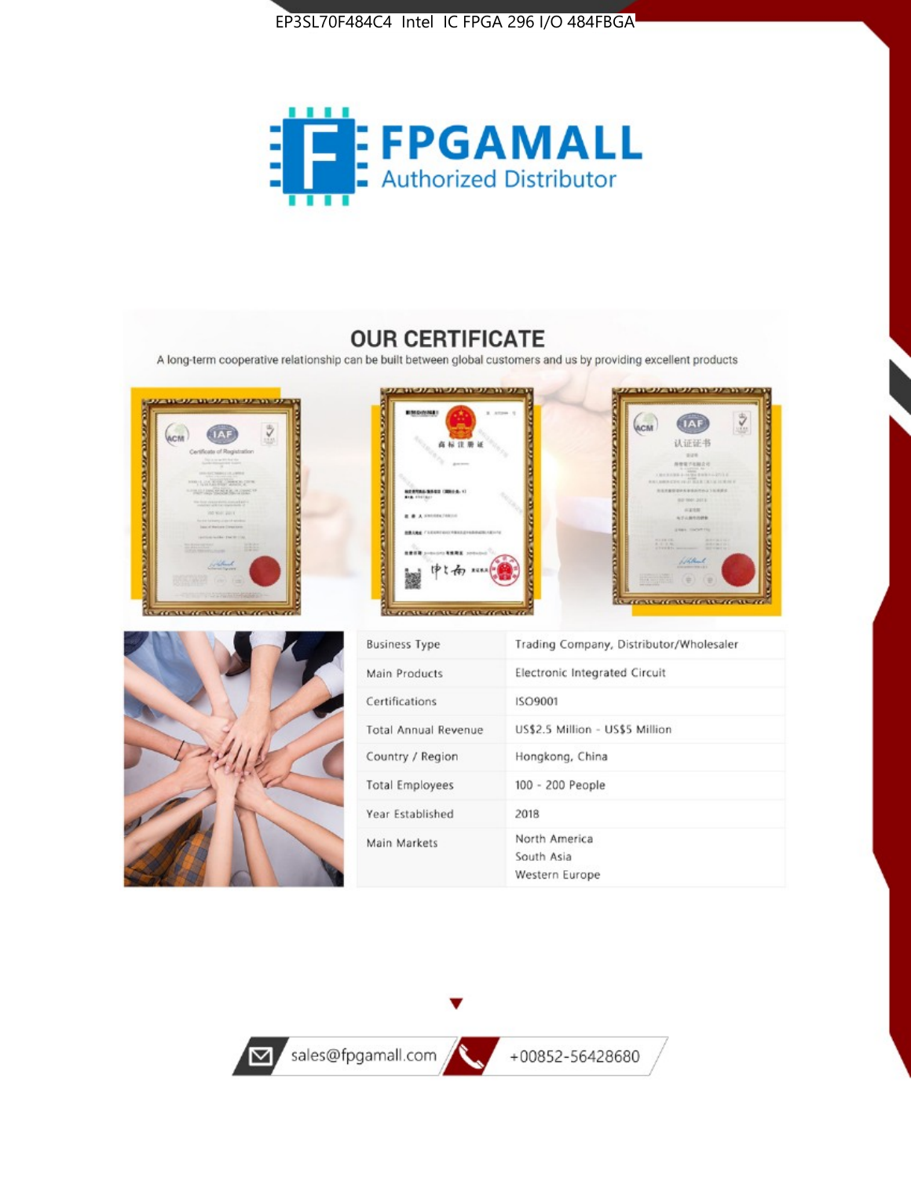FPGAMALL

Authorized Distributor

## OUR CERTIFICATE

A long-term cooperative relationship can be built between global customers and us by providing excellent products

| | |
|---|---|
| Business Type | Trading Company, Distributor/Wholesaler |
| Main Products | Electronic Integrated Circuit |
| Certifications | ISO9001 |
| Total Annual Revenue | US$2.5 Million - US$5 Million |
| Country / Region | Hongkong, China |
| Total Employees | 100 - 200 People |
| Year Established | 2018 |
| Main Markets | North America<br>South Asia<br>Western Europe |

sales@fpgamall.com

+00852-56428680